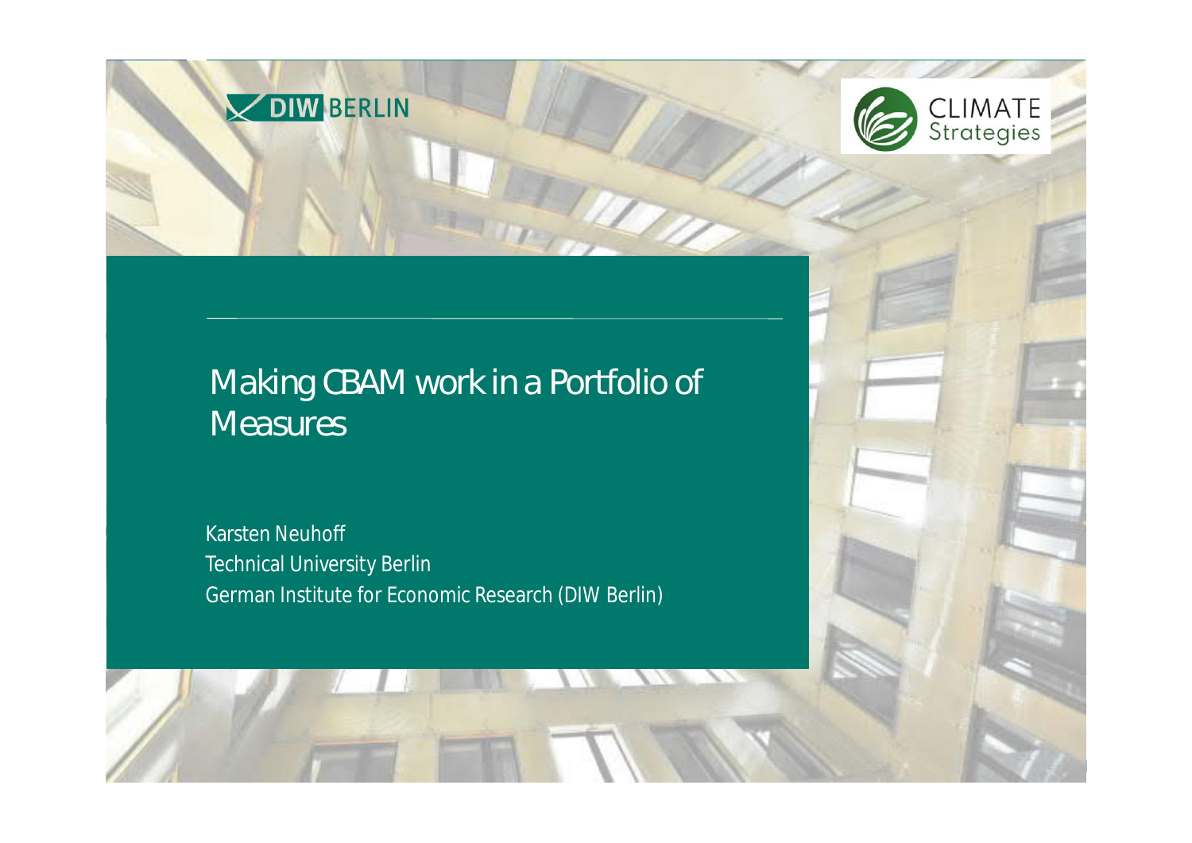DIW BERLIN

CLIMATE Strategies

# Making CBAM work in a Portfolio of Measures

Karsten Neuhoff
Technical University Berlin
German Institute for Economic Research (DIW Berlin)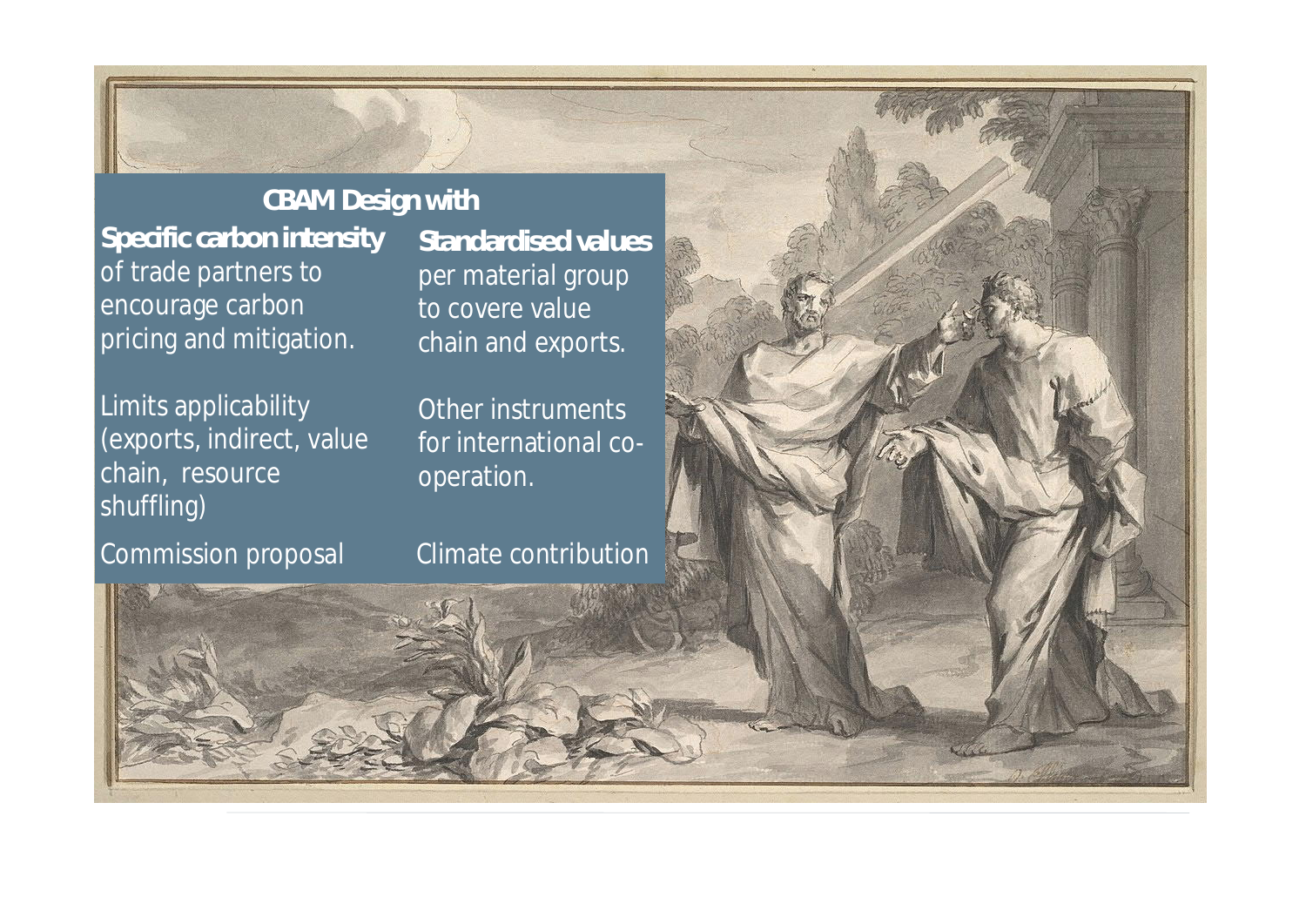## CBAM Design with

| **Specific carbon intensity** of trade partners to encourage carbon pricing and mitigation. | **Standardised values** per material group to covere value chain and exports. |
| --- | --- |
| Limits applicability (exports, indirect, value chain, resource shuffling) | Other instruments for international co-operation. |
| Commission proposal | Climate contribution |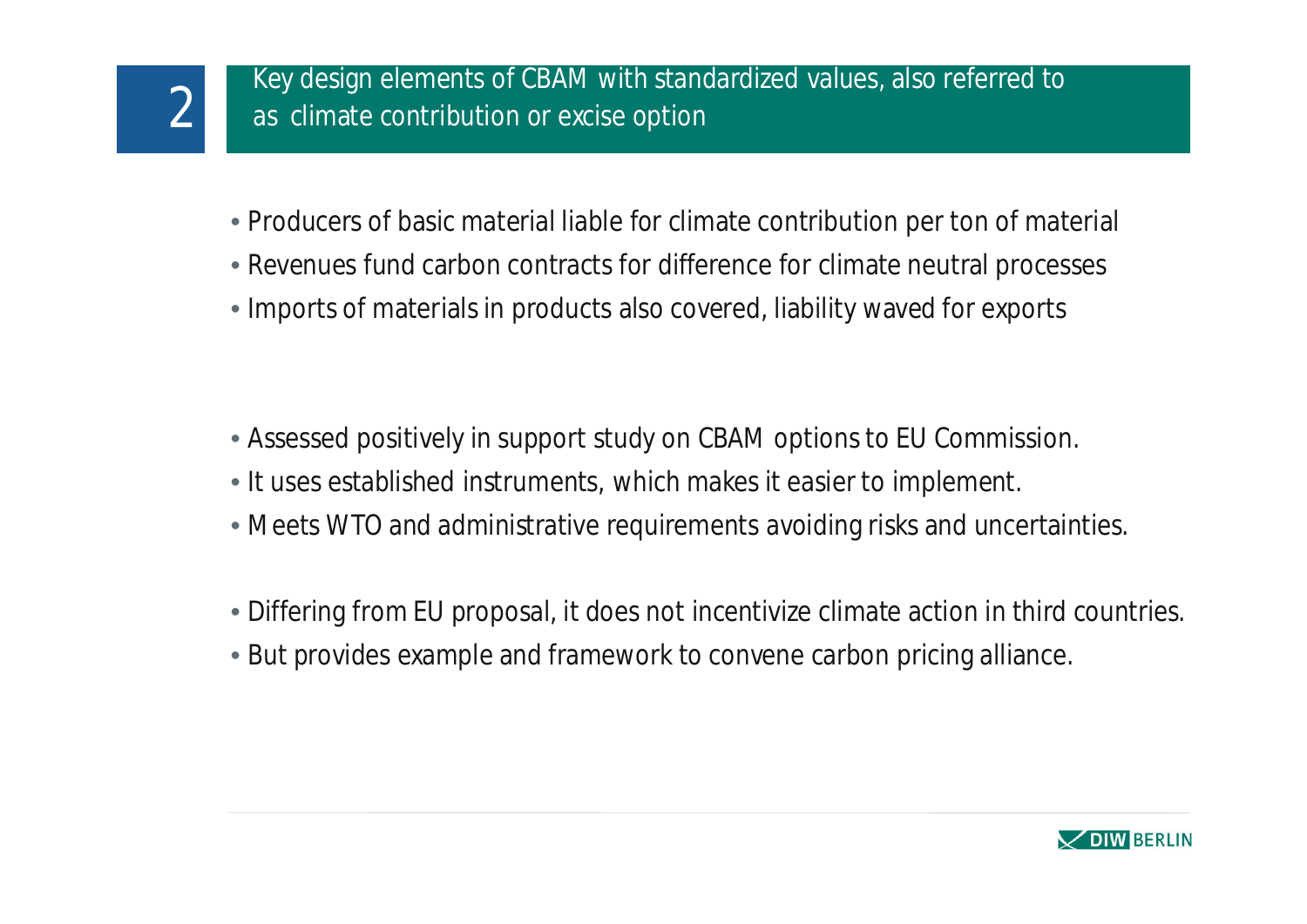## 2 Key design elements of CBAM with standardized values, also referred to as climate contribution or excise option

- Producers of basic material liable for climate contribution per ton of material
- Revenues fund carbon contracts for difference for climate neutral processes
- Imports of materials in products also covered, liability waved for exports

- Assessed positively in support study on CBAM options to EU Commission.
- It uses established instruments, which makes it easier to implement.
- Meets WTO and administrative requirements avoiding risks and uncertainties.

- Differing from EU proposal, it does not incentivize climate action in third countries.
- But provides example and framework to convene carbon pricing alliance.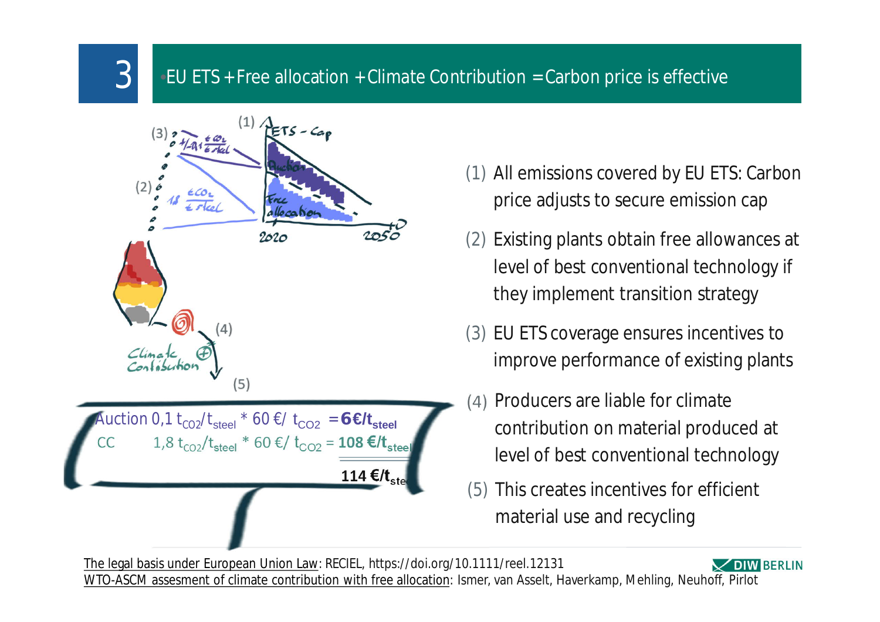# 3 EU ETS + Free allocation + Climate Contribution = Carbon price is effective

(1) ETS - Cap

(2) 1,8 $t_{CO_2}$/$t_{steel}$

(3) 1/-0,1 $t_{CO_2}$/$t_{steel}$

Auction

Free allocation

2020 — 2050

Climate Contribution (4) (5)

Auction 0,1 $t_{CO2}/t_{steel}$ * 60 €/ $t_{CO2}$ = **6€/$t_{steel}$**

CC 1,8 $t_{CO2}/t_{steel}$ * 60 €/ $t_{CO2}$ = **108 €/$t_{steel}$**

**114 €/$t_{steel}$**

(1) All emissions covered by EU ETS: Carbon price adjusts to secure emission cap
(2) Existing plants obtain free allowances at level of best conventional technology if they implement transition strategy
(3) EU ETS coverage ensures incentives to improve performance of existing plants
(4) Producers are liable for climate contribution on material produced at level of best conventional technology
(5) This creates incentives for efficient material use and recycling

The legal basis under European Union Law: RECIEL, https://doi.org/10.1111/reel.12131
WTO-ASCM assesment of climate contribution with free allocation: Ismer, van Asselt, Haverkamp, Mehling, Neuhoff, Pirlot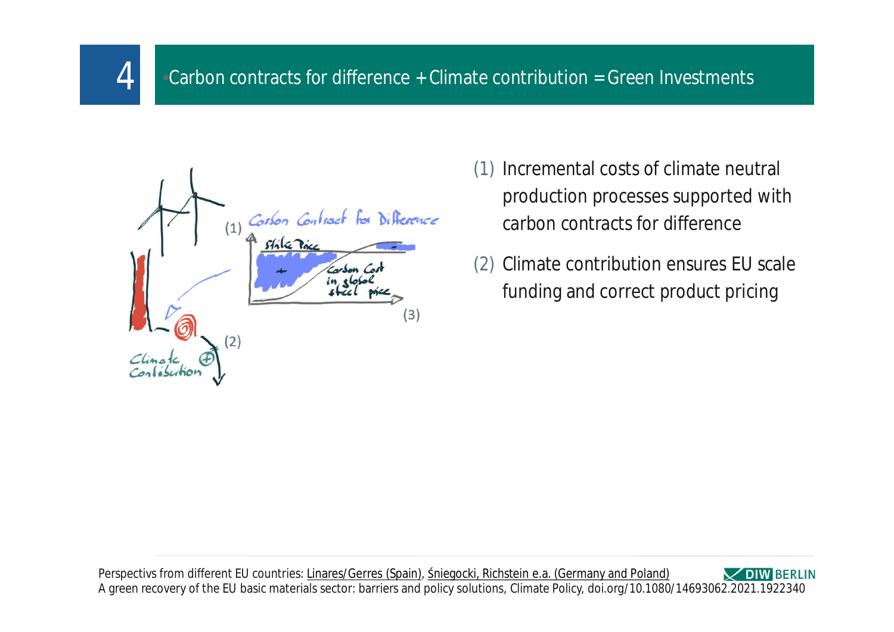## 4 Carbon contracts for difference + Climate contribution = Green Investments

(1) Incremental costs of climate neutral production processes supported with carbon contracts for difference

(2) Climate contribution ensures EU scale funding and correct product pricing

Perspectivs from different EU countries: Linares/Gerres (Spain), Śniegocki, Richstein e.a. (Germany and Poland)
A green recovery of the EU basic materials sector: barriers and policy solutions, Climate Policy, doi.org/10.1080/14693062.2021.1922340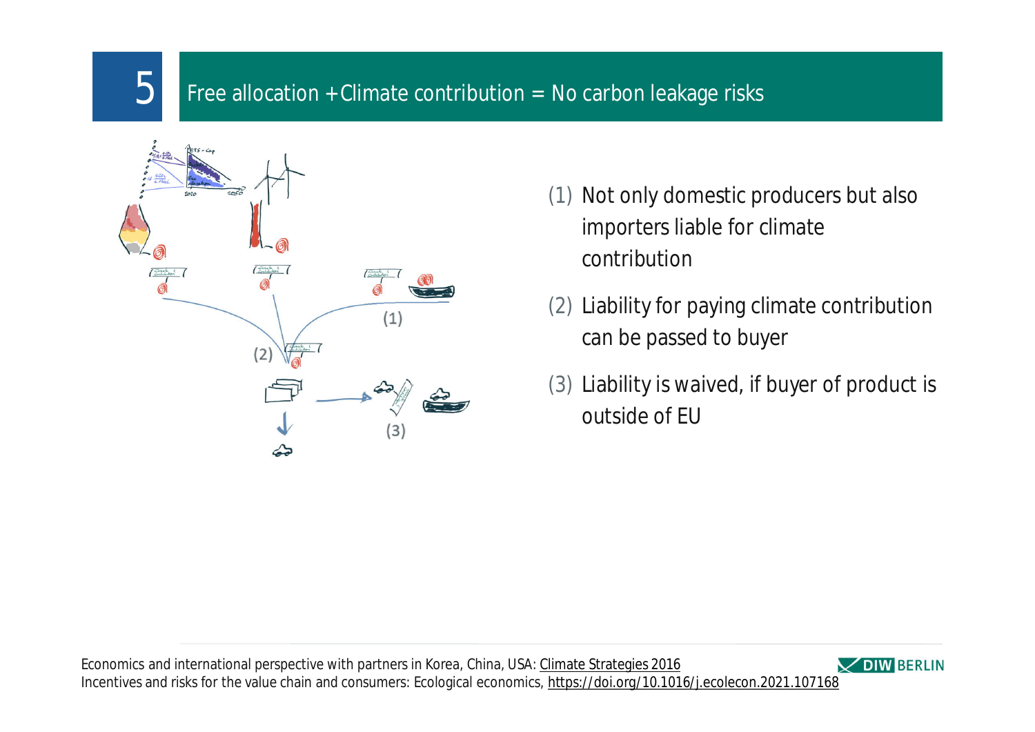# 5 Free allocation +Climate contribution = No carbon leakage risks

(1) Not only domestic producers but also importers liable for climate contribution

(2) Liability for paying climate contribution can be passed to buyer

(3) Liability is waived, if buyer of product is outside of EU

Economics and international perspective with partners in Korea, China, USA: Climate Strategies 2016
Incentives and risks for the value chain and consumers: Ecological economics, https://doi.org/10.1016/j.ecolecon.2021.107168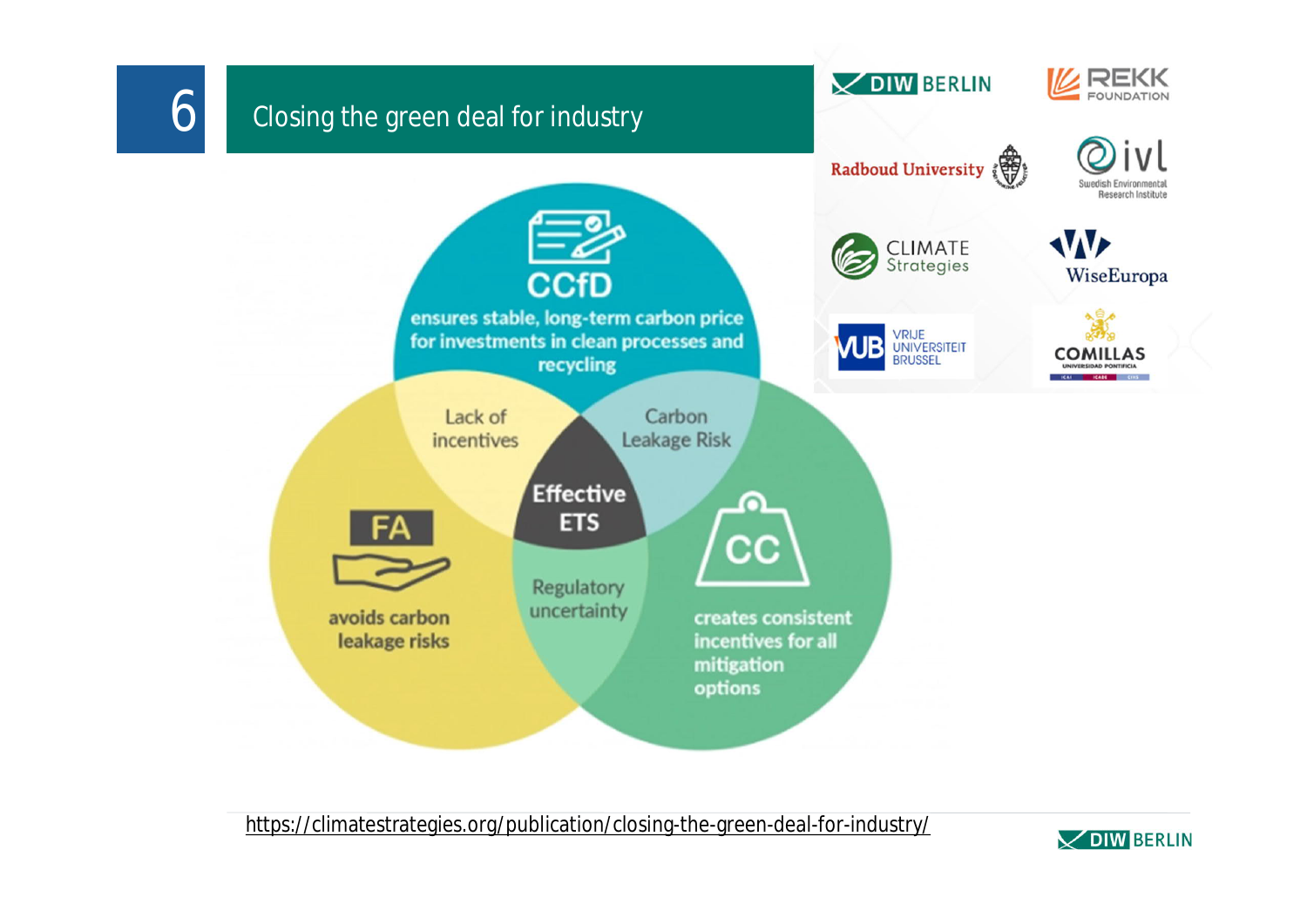# 6 Closing the green deal for industry

DIW BERLIN

REKK FOUNDATION

Radboud University

ivl Swedish Environmental Research Institute

CLIMATE Strategies

WiseEuropa

VUB VRIJE UNIVERSITEIT BRUSSEL

COMILLAS UNIVERSIDAD PONTIFICIA

CCfD

ensures stable, long-term carbon price for investments in clean processes and recycling

Lack of incentives

Carbon Leakage Risk

Effective ETS

FA

avoids carbon leakage risks

Regulatory uncertainty

CC

creates consistent incentives for all mitigation options

https://climatestrategies.org/publication/closing-the-green-deal-for-industry/